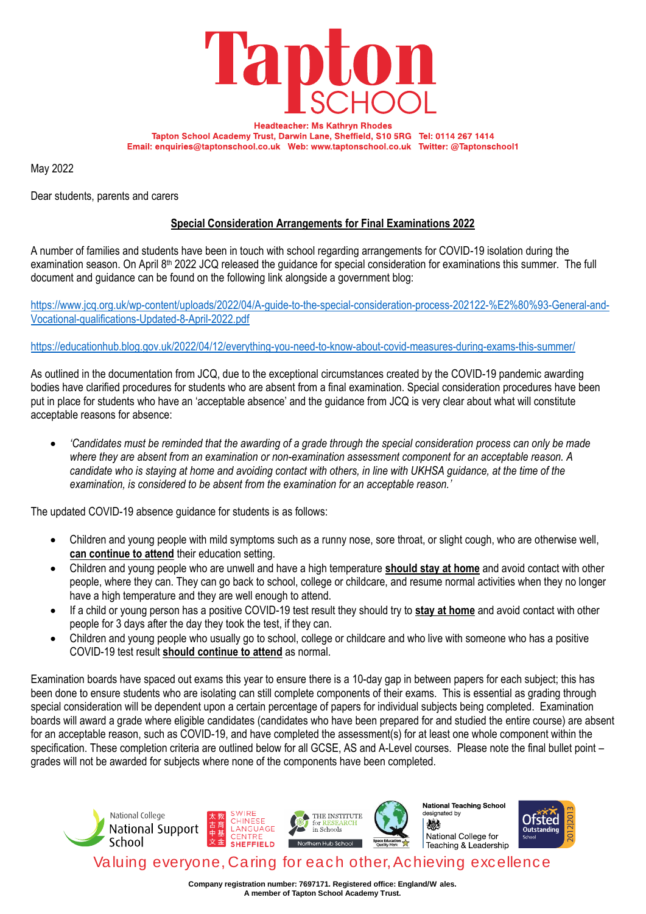# Tapton SCHOOL

**Headteacher: Ms Kathryn Rhodes**
**Tapton School Academy Trust, Darwin Lane, Sheffield, S10 5RG Tel: 0114 267 1414**
**Email: enquiries@taptonschool.co.uk Web: www.taptonschool.co.uk Twitter: @Taptonschool1**

May 2022

Dear students, parents and carers

## Special Consideration Arrangements for Final Examinations 2022

A number of families and students have been in touch with school regarding arrangements for COVID-19 isolation during the examination season. On April 8th 2022 JCQ released the guidance for special consideration for examinations this summer. The full document and guidance can be found on the following link alongside a government blog:

https://www.jcq.org.uk/wp-content/uploads/2022/04/A-guide-to-the-special-consideration-process-202122-%E2%80%93-General-and-Vocational-qualifications-Updated-8-April-2022.pdf

https://educationhub.blog.gov.uk/2022/04/12/everything-you-need-to-know-about-covid-measures-during-exams-this-summer/

As outlined in the documentation from JCQ, due to the exceptional circumstances created by the COVID-19 pandemic awarding bodies have clarified procedures for students who are absent from a final examination. Special consideration procedures have been put in place for students who have an 'acceptable absence' and the guidance from JCQ is very clear about what will constitute acceptable reasons for absence:

- *'Candidates must be reminded that the awarding of a grade through the special consideration process can only be made where they are absent from an examination or non-examination assessment component for an acceptable reason. A candidate who is staying at home and avoiding contact with others, in line with UKHSA guidance, at the time of the examination, is considered to be absent from the examination for an acceptable reason.'*

The updated COVID-19 absence guidance for students is as follows:

- Children and young people with mild symptoms such as a runny nose, sore throat, or slight cough, who are otherwise well, **can continue to attend** their education setting.
- Children and young people who are unwell and have a high temperature **should stay at home** and avoid contact with other people, where they can. They can go back to school, college or childcare, and resume normal activities when they no longer have a high temperature and they are well enough to attend.
- If a child or young person has a positive COVID-19 test result they should try to **stay at home** and avoid contact with other people for 3 days after the day they took the test, if they can.
- Children and young people who usually go to school, college or childcare and who live with someone who has a positive COVID-19 test result **should continue to attend** as normal.

Examination boards have spaced out exams this year to ensure there is a 10-day gap in between papers for each subject; this has been done to ensure students who are isolating can still complete components of their exams. This is essential as grading through special consideration will be dependent upon a certain percentage of papers for individual subjects being completed. Examination boards will award a grade where eligible candidates (candidates who have been prepared for and studied the entire course) are absent for an acceptable reason, such as COVID-19, and have completed the assessment(s) for at least one whole component within the specification. These completion criteria are outlined below for all GCSE, AS and A-Level courses. Please note the final bullet point – grades will not be awarded for subjects where none of the components have been completed.

Valuing everyone, Caring for each other, Achieving excellence

**Company registration number: 7697171. Registered office: England/W ales.**
**A member of Tapton School Academy Trust.**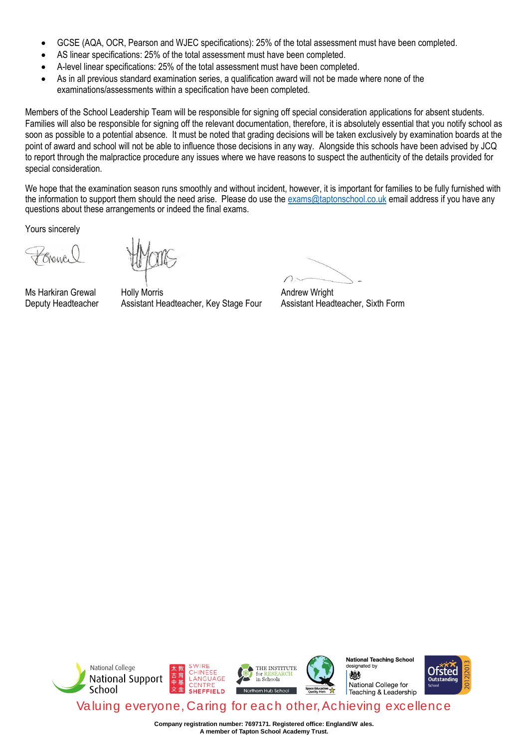- GCSE (AQA, OCR, Pearson and WJEC specifications): 25% of the total assessment must have been completed.
- AS linear specifications: 25% of the total assessment must have been completed.
- A-level linear specifications: 25% of the total assessment must have been completed.
- As in all previous standard examination series, a qualification award will not be made where none of the examinations/assessments within a specification have been completed.

Members of the School Leadership Team will be responsible for signing off special consideration applications for absent students. Families will also be responsible for signing off the relevant documentation, therefore, it is absolutely essential that you notify school as soon as possible to a potential absence. It must be noted that grading decisions will be taken exclusively by examination boards at the point of award and school will not be able to influence those decisions in any way. Alongside this schools have been advised by JCQ to report through the malpractice procedure any issues where we have reasons to suspect the authenticity of the details provided for special consideration.

We hope that the examination season runs smoothly and without incident, however, it is important for families to be fully furnished with the information to support them should the need arise. Please do use the exams@taptonschool.co.uk email address if you have any questions about these arrangements or indeed the final exams.

Yours sincerely

Ms Harkiran Grewal
Deputy Headteacher

Holly Morris
Assistant Headteacher, Key Stage Four

Andrew Wright
Assistant Headteacher, Sixth Form

National College National Support School

太古教育中文基金 SWIRE CHINESE LANGUAGE CENTRE SHEFFIELD

THE INSTITUTE for RESEARCH in Schools — Northern Hub School

Space Education Quality Mark

National Teaching School designated by National College for Teaching & Leadership

Ofsted Outstanding School 2012|2013

Valuing everyone, Caring for each other, Achieving excellence

**Company registration number: 7697171. Registered office: England/W ales.**
**A member of Tapton School Academy Trust.**